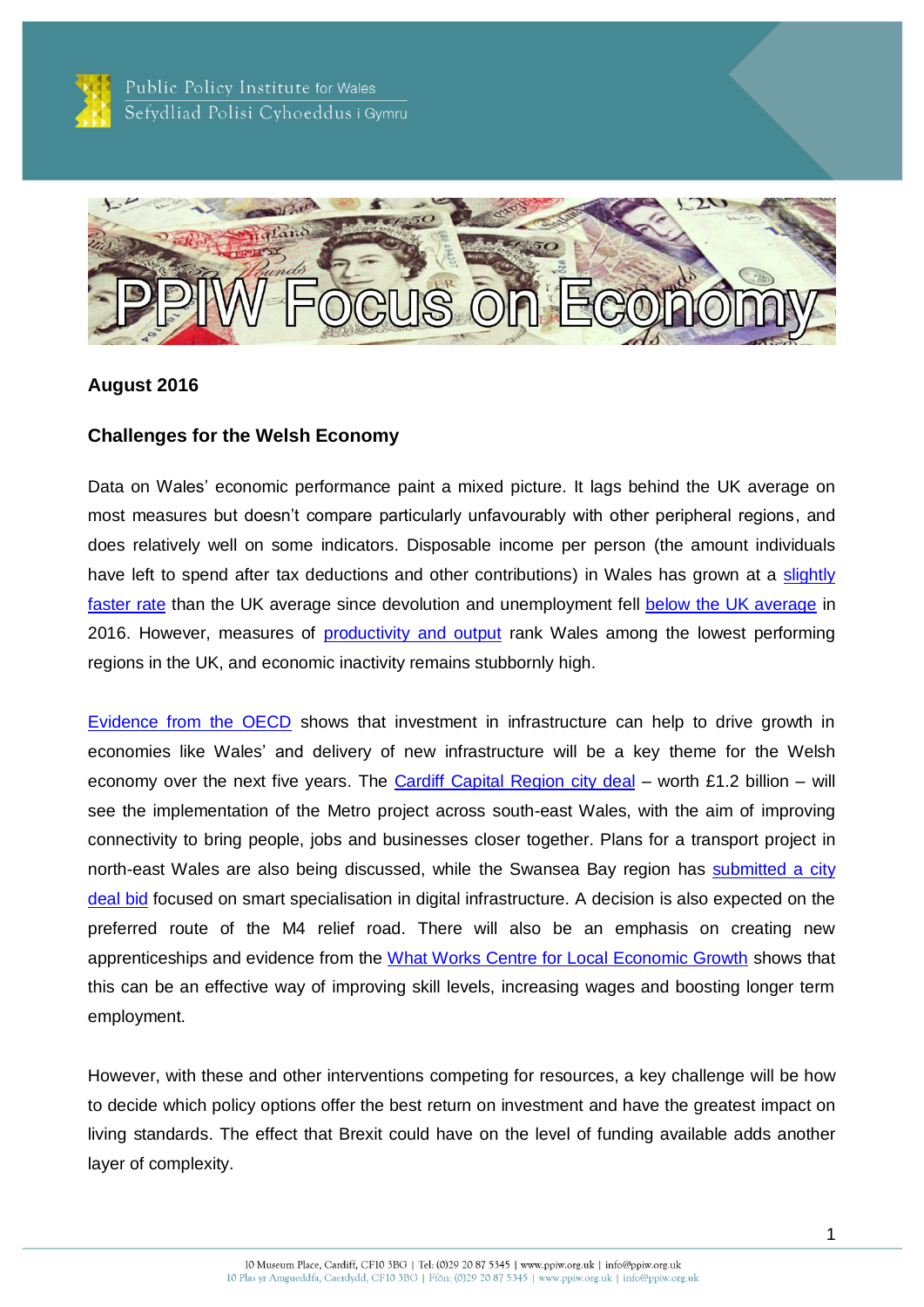Public Policy Institute for Wales
Sefydliad Polisi Cyhoeddus i Gymru

# PPIW Focus on Economy

**August 2016**

## Challenges for the Welsh Economy

Data on Wales' economic performance paint a mixed picture. It lags behind the UK average on most measures but doesn't compare particularly unfavourably with other peripheral regions, and does relatively well on some indicators. Disposable income per person (the amount individuals have left to spend after tax deductions and other contributions) in Wales has grown at a slightly faster rate than the UK average since devolution and unemployment fell below the UK average in 2016. However, measures of productivity and output rank Wales among the lowest performing regions in the UK, and economic inactivity remains stubbornly high.

Evidence from the OECD shows that investment in infrastructure can help to drive growth in economies like Wales' and delivery of new infrastructure will be a key theme for the Welsh economy over the next five years. The Cardiff Capital Region city deal – worth £1.2 billion – will see the implementation of the Metro project across south-east Wales, with the aim of improving connectivity to bring people, jobs and businesses closer together. Plans for a transport project in north-east Wales are also being discussed, while the Swansea Bay region has submitted a city deal bid focused on smart specialisation in digital infrastructure. A decision is also expected on the preferred route of the M4 relief road. There will also be an emphasis on creating new apprenticeships and evidence from the What Works Centre for Local Economic Growth shows that this can be an effective way of improving skill levels, increasing wages and boosting longer term employment.

However, with these and other interventions competing for resources, a key challenge will be how to decide which policy options offer the best return on investment and have the greatest impact on living standards. The effect that Brexit could have on the level of funding available adds another layer of complexity.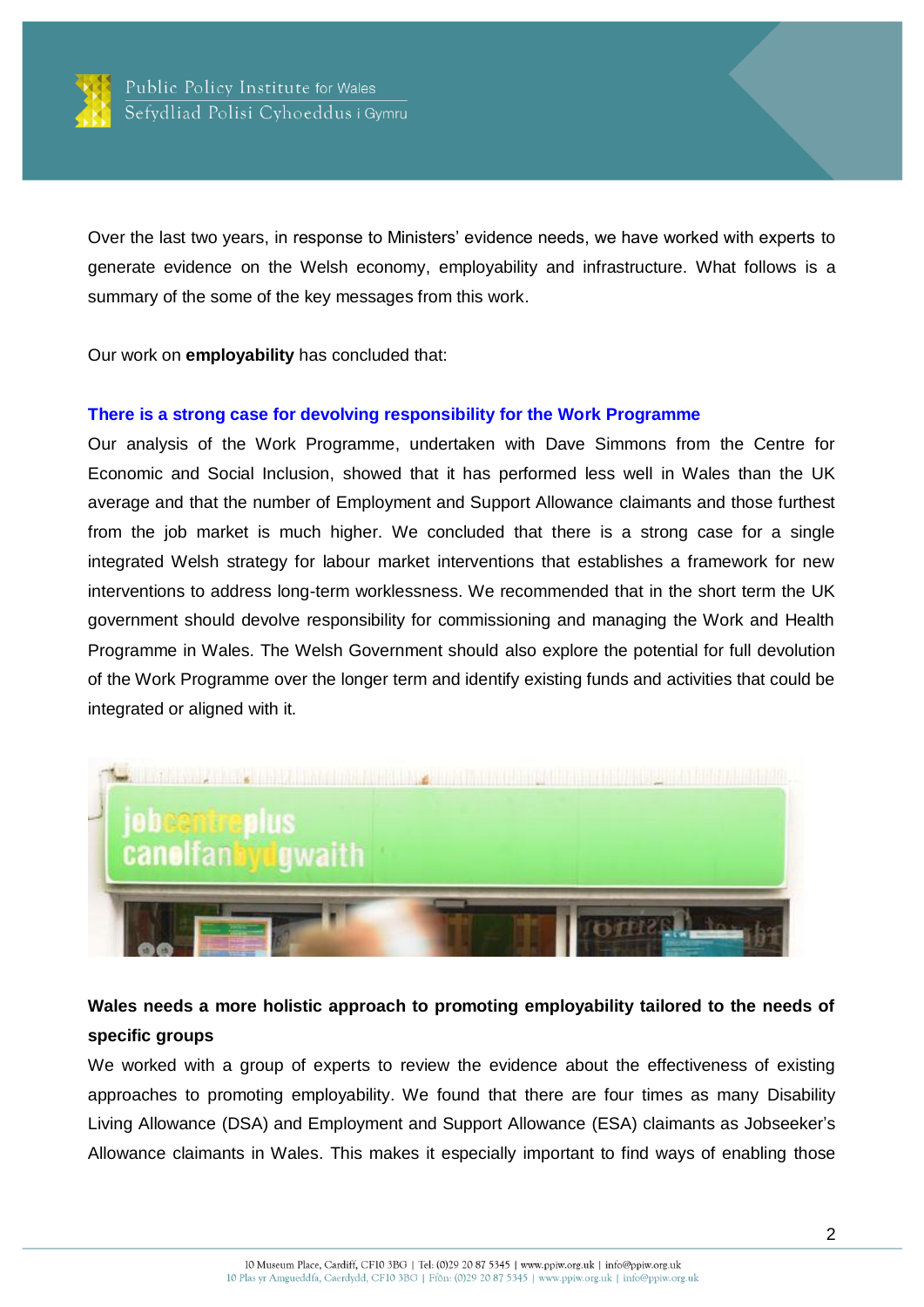Over the last two years, in response to Ministers' evidence needs, we have worked with experts to generate evidence on the Welsh economy, employability and infrastructure. What follows is a summary of the some of the key messages from this work.

Our work on **employability** has concluded that:

### There is a strong case for devolving responsibility for the Work Programme

Our analysis of the Work Programme, undertaken with Dave Simmons from the Centre for Economic and Social Inclusion, showed that it has performed less well in Wales than the UK average and that the number of Employment and Support Allowance claimants and those furthest from the job market is much higher. We concluded that there is a strong case for a single integrated Welsh strategy for labour market interventions that establishes a framework for new interventions to address long-term worklessness. We recommended that in the short term the UK government should devolve responsibility for commissioning and managing the Work and Health Programme in Wales. The Welsh Government should also explore the potential for full devolution of the Work Programme over the longer term and identify existing funds and activities that could be integrated or aligned with it.

### Wales needs a more holistic approach to promoting employability tailored to the needs of specific groups

We worked with a group of experts to review the evidence about the effectiveness of existing approaches to promoting employability. We found that there are four times as many Disability Living Allowance (DSA) and Employment and Support Allowance (ESA) claimants as Jobseeker's Allowance claimants in Wales. This makes it especially important to find ways of enabling those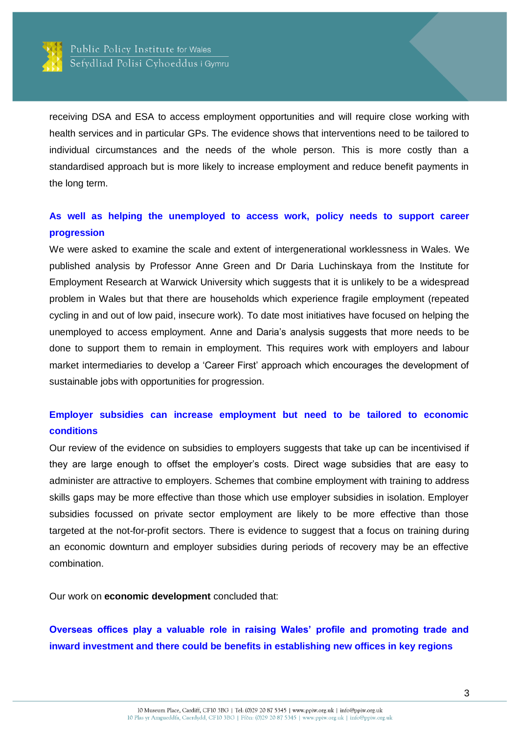receiving DSA and ESA to access employment opportunities and will require close working with health services and in particular GPs. The evidence shows that interventions need to be tailored to individual circumstances and the needs of the whole person. This is more costly than a standardised approach but is more likely to increase employment and reduce benefit payments in the long term.

**As well as helping the unemployed to access work, policy needs to support career progression**

We were asked to examine the scale and extent of intergenerational worklessness in Wales. We published analysis by Professor Anne Green and Dr Daria Luchinskaya from the Institute for Employment Research at Warwick University which suggests that it is unlikely to be a widespread problem in Wales but that there are households which experience fragile employment (repeated cycling in and out of low paid, insecure work). To date most initiatives have focused on helping the unemployed to access employment. Anne and Daria's analysis suggests that more needs to be done to support them to remain in employment. This requires work with employers and labour market intermediaries to develop a 'Career First' approach which encourages the development of sustainable jobs with opportunities for progression.

**Employer subsidies can increase employment but need to be tailored to economic conditions**

Our review of the evidence on subsidies to employers suggests that take up can be incentivised if they are large enough to offset the employer's costs. Direct wage subsidies that are easy to administer are attractive to employers. Schemes that combine employment with training to address skills gaps may be more effective than those which use employer subsidies in isolation. Employer subsidies focussed on private sector employment are likely to be more effective than those targeted at the not-for-profit sectors. There is evidence to suggest that a focus on training during an economic downturn and employer subsidies during periods of recovery may be an effective combination.

Our work on **economic development** concluded that:

**Overseas offices play a valuable role in raising Wales' profile and promoting trade and inward investment and there could be benefits in establishing new offices in key regions**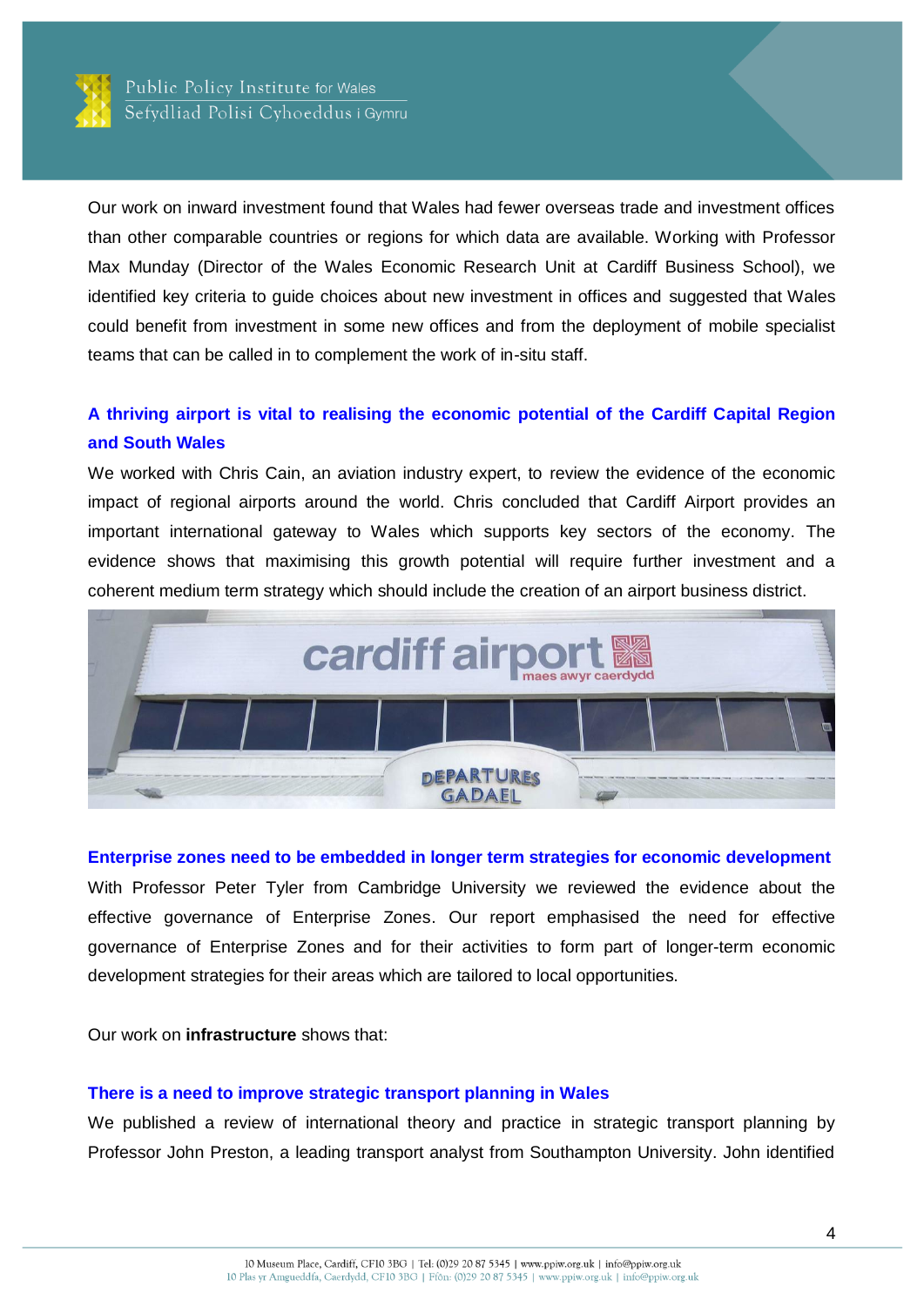Our work on inward investment found that Wales had fewer overseas trade and investment offices than other comparable countries or regions for which data are available. Working with Professor Max Munday (Director of the Wales Economic Research Unit at Cardiff Business School), we identified key criteria to guide choices about new investment in offices and suggested that Wales could benefit from investment in some new offices and from the deployment of mobile specialist teams that can be called in to complement the work of in-situ staff.

### A thriving airport is vital to realising the economic potential of the Cardiff Capital Region and South Wales

We worked with Chris Cain, an aviation industry expert, to review the evidence of the economic impact of regional airports around the world. Chris concluded that Cardiff Airport provides an important international gateway to Wales which supports key sectors of the economy. The evidence shows that maximising this growth potential will require further investment and a coherent medium term strategy which should include the creation of an airport business district.

### Enterprise zones need to be embedded in longer term strategies for economic development

With Professor Peter Tyler from Cambridge University we reviewed the evidence about the effective governance of Enterprise Zones. Our report emphasised the need for effective governance of Enterprise Zones and for their activities to form part of longer-term economic development strategies for their areas which are tailored to local opportunities.

Our work on **infrastructure** shows that:

### There is a need to improve strategic transport planning in Wales

We published a review of international theory and practice in strategic transport planning by Professor John Preston, a leading transport analyst from Southampton University. John identified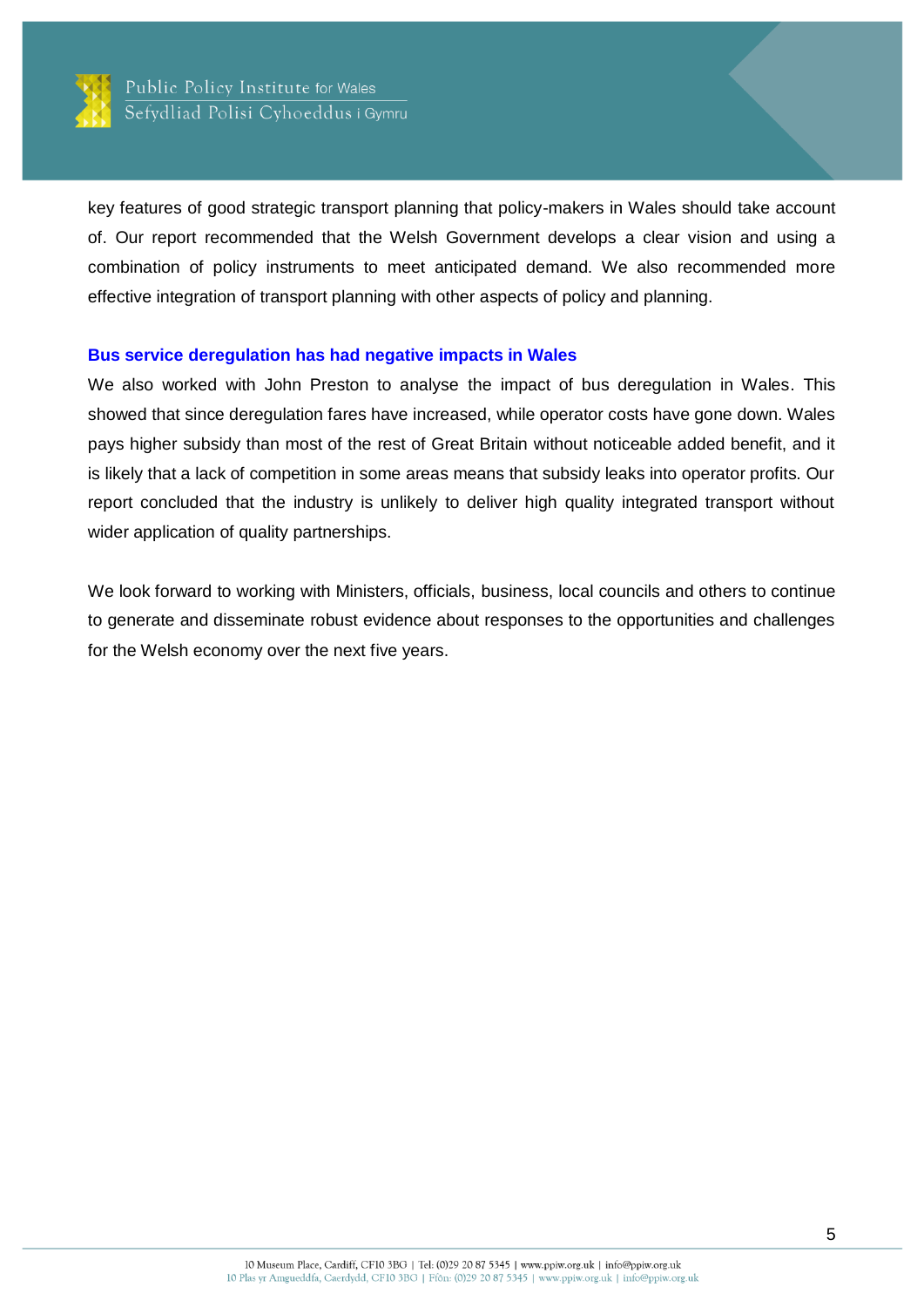key features of good strategic transport planning that policy-makers in Wales should take account of. Our report recommended that the Welsh Government develops a clear vision and using a combination of policy instruments to meet anticipated demand. We also recommended more effective integration of transport planning with other aspects of policy and planning.

### Bus service deregulation has had negative impacts in Wales

We also worked with John Preston to analyse the impact of bus deregulation in Wales. This showed that since deregulation fares have increased, while operator costs have gone down. Wales pays higher subsidy than most of the rest of Great Britain without noticeable added benefit, and it is likely that a lack of competition in some areas means that subsidy leaks into operator profits. Our report concluded that the industry is unlikely to deliver high quality integrated transport without wider application of quality partnerships.

We look forward to working with Ministers, officials, business, local councils and others to continue to generate and disseminate robust evidence about responses to the opportunities and challenges for the Welsh economy over the next five years.